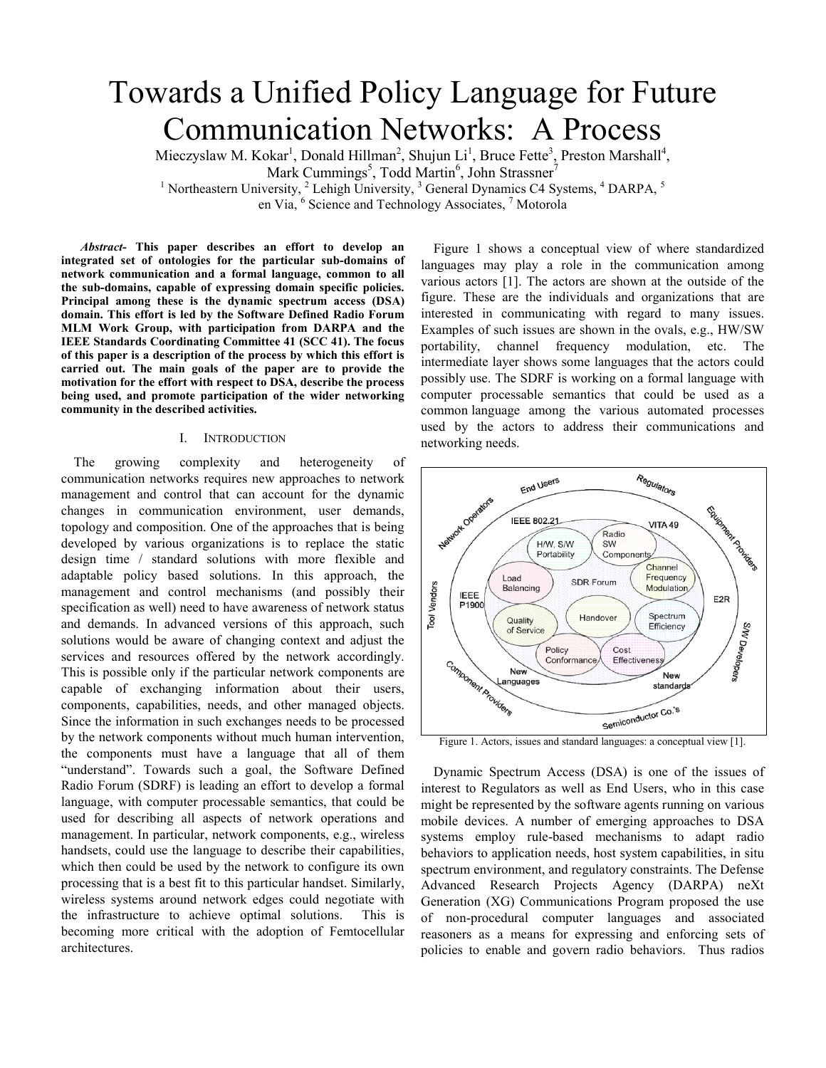# Towards a Unified Policy Language for Future Communication Networks: A Process

Mieczyslaw M. Kokar[1], Donald Hillman[2], Shujun Li[1], Bruce Fette[3], Preston Marshall[4], Mark Cummings[5], Todd Martin[6], John Strassner[7]

[1] Northeastern University, [2] Lehigh University, [3] General Dynamics C4 Systems, [4] DARPA, [5] en Via, [6] Science and Technology Associates, [7] Motorola

***Abstract-* This paper describes an effort to develop an integrated set of ontologies for the particular sub-domains of network communication and a formal language, common to all the sub-domains, capable of expressing domain specific policies. Principal among these is the dynamic spectrum access (DSA) domain. This effort is led by the Software Defined Radio Forum MLM Work Group, with participation from DARPA and the IEEE Standards Coordinating Committee 41 (SCC 41). The focus of this paper is a description of the process by which this effort is carried out. The main goals of the paper are to provide the motivation for the effort with respect to DSA, describe the process being used, and promote participation of the wider networking community in the described activities.**

## I. INTRODUCTION

The growing complexity and heterogeneity of communication networks requires new approaches to network management and control that can account for the dynamic changes in communication environment, user demands, topology and composition. One of the approaches that is being developed by various organizations is to replace the static design time / standard solutions with more flexible and adaptable policy based solutions. In this approach, the management and control mechanisms (and possibly their specification as well) need to have awareness of network status and demands. In advanced versions of this approach, such solutions would be aware of changing context and adjust the services and resources offered by the network accordingly. This is possible only if the particular network components are capable of exchanging information about their users, components, capabilities, needs, and other managed objects. Since the information in such exchanges needs to be processed by the network components without much human intervention, the components must have a language that all of them "understand". Towards such a goal, the Software Defined Radio Forum (SDRF) is leading an effort to develop a formal language, with computer processable semantics, that could be used for describing all aspects of network operations and management. In particular, network components, e.g., wireless handsets, could use the language to describe their capabilities, which then could be used by the network to configure its own processing that is a best fit to this particular handset. Similarly, wireless systems around network edges could negotiate with the infrastructure to achieve optimal solutions. This is becoming more critical with the adoption of Femtocellular architectures.

Figure 1 shows a conceptual view of where standardized languages may play a role in the communication among various actors [1]. The actors are shown at the outside of the figure. These are the individuals and organizations that are interested in communicating with regard to many issues. Examples of such issues are shown in the ovals, e.g., HW/SW portability, channel frequency modulation, etc. The intermediate layer shows some languages that the actors could possibly use. The SDRF is working on a formal language with computer processable semantics that could be used as a common language among the various automated processes used by the actors to address their communications and networking needs.

Figure 1. Actors, issues and standard languages: a conceptual view [1].

Dynamic Spectrum Access (DSA) is one of the issues of interest to Regulators as well as End Users, who in this case might be represented by the software agents running on various mobile devices. A number of emerging approaches to DSA systems employ rule-based mechanisms to adapt radio behaviors to application needs, host system capabilities, in situ spectrum environment, and regulatory constraints. The Defense Advanced Research Projects Agency (DARPA) neXt Generation (XG) Communications Program proposed the use of non-procedural computer languages and associated reasoners as a means for expressing and enforcing sets of policies to enable and govern radio behaviors. Thus radios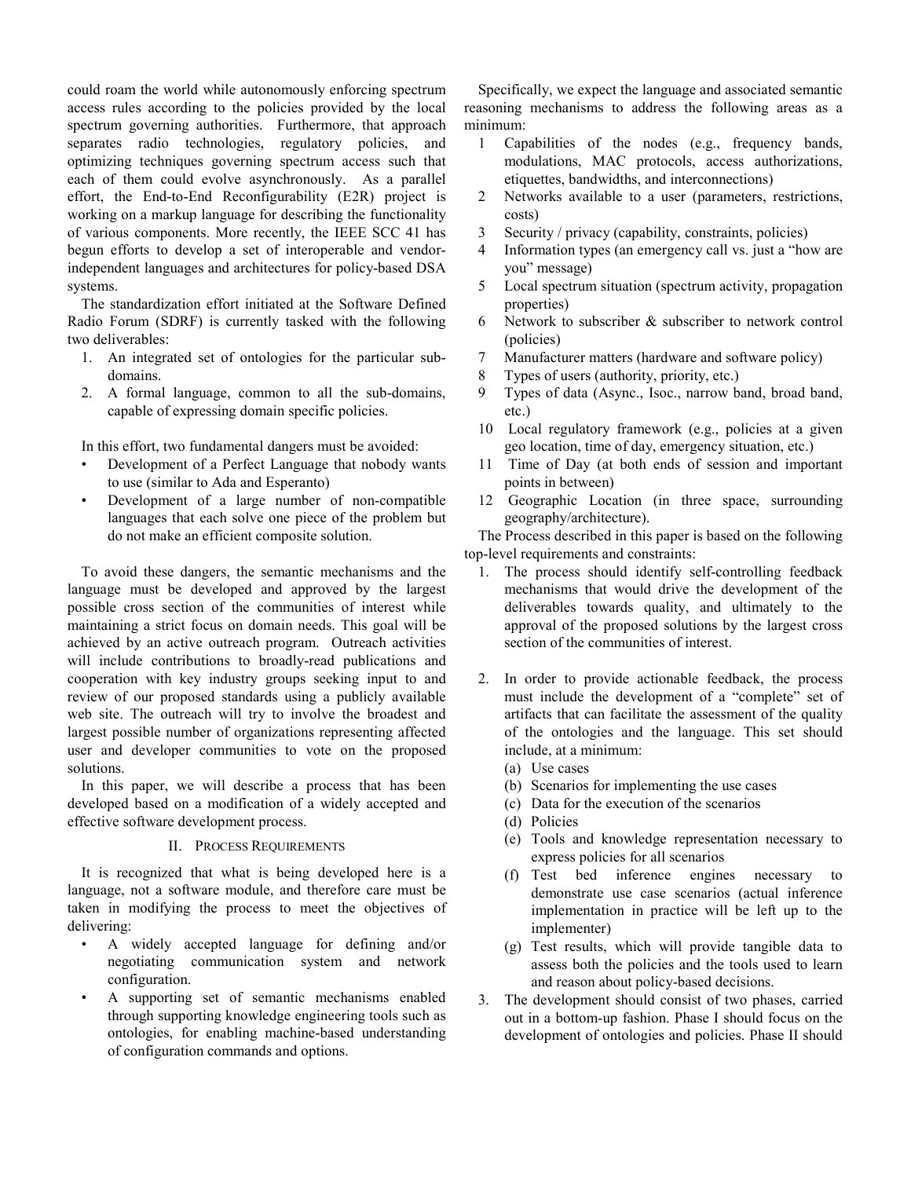could roam the world while autonomously enforcing spectrum access rules according to the policies provided by the local spectrum governing authorities. Furthermore, that approach separates radio technologies, regulatory policies, and optimizing techniques governing spectrum access such that each of them could evolve asynchronously. As a parallel effort, the End-to-End Reconfigurability (E2R) project is working on a markup language for describing the functionality of various components. More recently, the IEEE SCC 41 has begun efforts to develop a set of interoperable and vendor-independent languages and architectures for policy-based DSA systems.

The standardization effort initiated at the Software Defined Radio Forum (SDRF) is currently tasked with the following two deliverables:

1. An integrated set of ontologies for the particular sub-domains.
2. A formal language, common to all the sub-domains, capable of expressing domain specific policies.

In this effort, two fundamental dangers must be avoided:

- Development of a Perfect Language that nobody wants to use (similar to Ada and Esperanto)
- Development of a large number of non-compatible languages that each solve one piece of the problem but do not make an efficient composite solution.

To avoid these dangers, the semantic mechanisms and the language must be developed and approved by the largest possible cross section of the communities of interest while maintaining a strict focus on domain needs. This goal will be achieved by an active outreach program. Outreach activities will include contributions to broadly-read publications and cooperation with key industry groups seeking input to and review of our proposed standards using a publicly available web site. The outreach will try to involve the broadest and largest possible number of organizations representing affected user and developer communities to vote on the proposed solutions.

In this paper, we will describe a process that has been developed based on a modification of a widely accepted and effective software development process.

## II. Process Requirements

It is recognized that what is being developed here is a language, not a software module, and therefore care must be taken in modifying the process to meet the objectives of delivering:

- A widely accepted language for defining and/or negotiating communication system and network configuration.
- A supporting set of semantic mechanisms enabled through supporting knowledge engineering tools such as ontologies, for enabling machine-based understanding of configuration commands and options.

Specifically, we expect the language and associated semantic reasoning mechanisms to address the following areas as a minimum:

1 Capabilities of the nodes (e.g., frequency bands, modulations, MAC protocols, access authorizations, etiquettes, bandwidths, and interconnections)

2 Networks available to a user (parameters, restrictions, costs)

3 Security / privacy (capability, constraints, policies)

4 Information types (an emergency call vs. just a "how are you" message)

5 Local spectrum situation (spectrum activity, propagation properties)

6 Network to subscriber & subscriber to network control (policies)

7 Manufacturer matters (hardware and software policy)

8 Types of users (authority, priority, etc.)

9 Types of data (Async., Isoc., narrow band, broad band, etc.)

10 Local regulatory framework (e.g., policies at a given geo location, time of day, emergency situation, etc.)

11 Time of Day (at both ends of session and important points in between)

12 Geographic Location (in three space, surrounding geography/architecture).

The Process described in this paper is based on the following top-level requirements and constraints:

1. The process should identify self-controlling feedback mechanisms that would drive the development of the deliverables towards quality, and ultimately to the approval of the proposed solutions by the largest cross section of the communities of interest.

2. In order to provide actionable feedback, the process must include the development of a "complete" set of artifacts that can facilitate the assessment of the quality of the ontologies and the language. This set should include, at a minimum:
   (a) Use cases
   (b) Scenarios for implementing the use cases
   (c) Data for the execution of the scenarios
   (d) Policies
   (e) Tools and knowledge representation necessary to express policies for all scenarios
   (f) Test bed inference engines necessary to demonstrate use case scenarios (actual inference implementation in practice will be left up to the implementer)
   (g) Test results, which will provide tangible data to assess both the policies and the tools used to learn and reason about policy-based decisions.

3. The development should consist of two phases, carried out in a bottom-up fashion. Phase I should focus on the development of ontologies and policies. Phase II should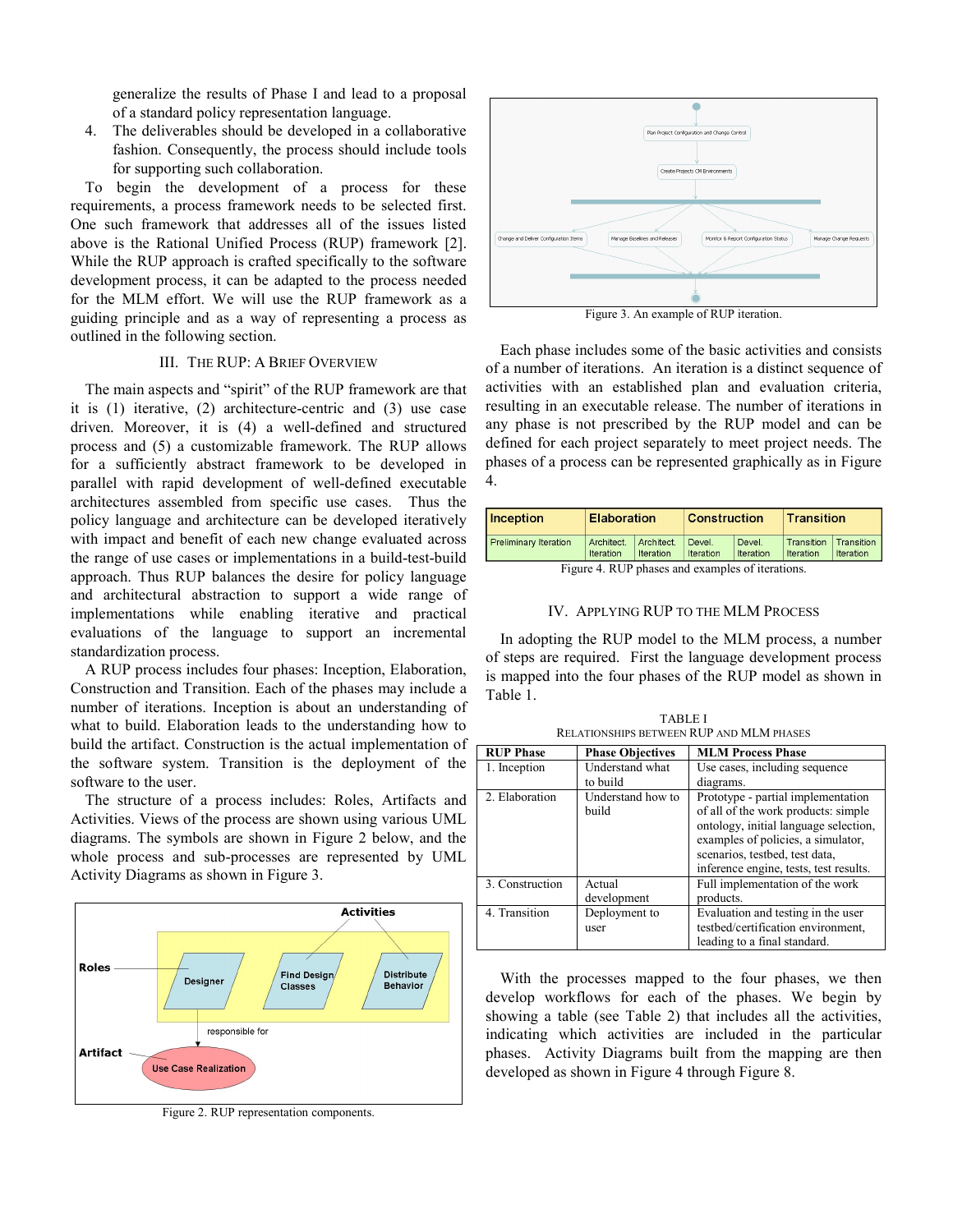generalize the results of Phase I and lead to a proposal of a standard policy representation language.

4. The deliverables should be developed in a collaborative fashion. Consequently, the process should include tools for supporting such collaboration.

To begin the development of a process for these requirements, a process framework needs to be selected first. One such framework that addresses all of the issues listed above is the Rational Unified Process (RUP) framework [2]. While the RUP approach is crafted specifically to the software development process, it can be adapted to the process needed for the MLM effort. We will use the RUP framework as a guiding principle and as a way of representing a process as outlined in the following section.

## III. The RUP: A Brief Overview

The main aspects and "spirit" of the RUP framework are that it is (1) iterative, (2) architecture-centric and (3) use case driven. Moreover, it is (4) a well-defined and structured process and (5) a customizable framework. The RUP allows for a sufficiently abstract framework to be developed in parallel with rapid development of well-defined executable architectures assembled from specific use cases. Thus the policy language and architecture can be developed iteratively with impact and benefit of each new change evaluated across the range of use cases or implementations in a build-test-build approach. Thus RUP balances the desire for policy language and architectural abstraction to support a wide range of implementations while enabling iterative and practical evaluations of the language to support an incremental standardization process.

A RUP process includes four phases: Inception, Elaboration, Construction and Transition. Each of the phases may include a number of iterations. Inception is about an understanding of what to build. Elaboration leads to the understanding how to build the artifact. Construction is the actual implementation of the software system. Transition is the deployment of the software to the user.

The structure of a process includes: Roles, Artifacts and Activities. Views of the process are shown using various UML diagrams. The symbols are shown in Figure 2 below, and the whole process and sub-processes are represented by UML Activity Diagrams as shown in Figure 3.

Figure 2. RUP representation components.

Figure 3. An example of RUP iteration.

Each phase includes some of the basic activities and consists of a number of iterations. An iteration is a distinct sequence of activities with an established plan and evaluation criteria, resulting in an executable release. The number of iterations in any phase is not prescribed by the RUP model and can be defined for each project separately to meet project needs. The phases of a process can be represented graphically as in Figure 4.

| Inception | Elaboration | | Construction | | Transition | |
|---|---|---|---|---|---|---|
| Preliminary Iteration | Architect. Iteration | Architect. Iteration | Devel. Iteration | Devel. Iteration | Transition Iteration | Transition Iteration |

Figure 4. RUP phases and examples of iterations.

## IV. Applying RUP to the MLM Process

In adopting the RUP model to the MLM process, a number of steps are required. First the language development process is mapped into the four phases of the RUP model as shown in Table 1.

TABLE I
RELATIONSHIPS BETWEEN RUP AND MLM PHASES

| RUP Phase | Phase Objectives | MLM Process Phase |
|---|---|---|
| 1. Inception | Understand what to build | Use cases, including sequence diagrams. |
| 2. Elaboration | Understand how to build | Prototype - partial implementation of all of the work products: simple ontology, initial language selection, examples of policies, a simulator, scenarios, testbed, test data, inference engine, tests, test results. |
| 3. Construction | Actual development | Full implementation of the work products. |
| 4. Transition | Deployment to user | Evaluation and testing in the user testbed/certification environment, leading to a final standard. |

With the processes mapped to the four phases, we then develop workflows for each of the phases. We begin by showing a table (see Table 2) that includes all the activities, indicating which activities are included in the particular phases. Activity Diagrams built from the mapping are then developed as shown in Figure 4 through Figure 8.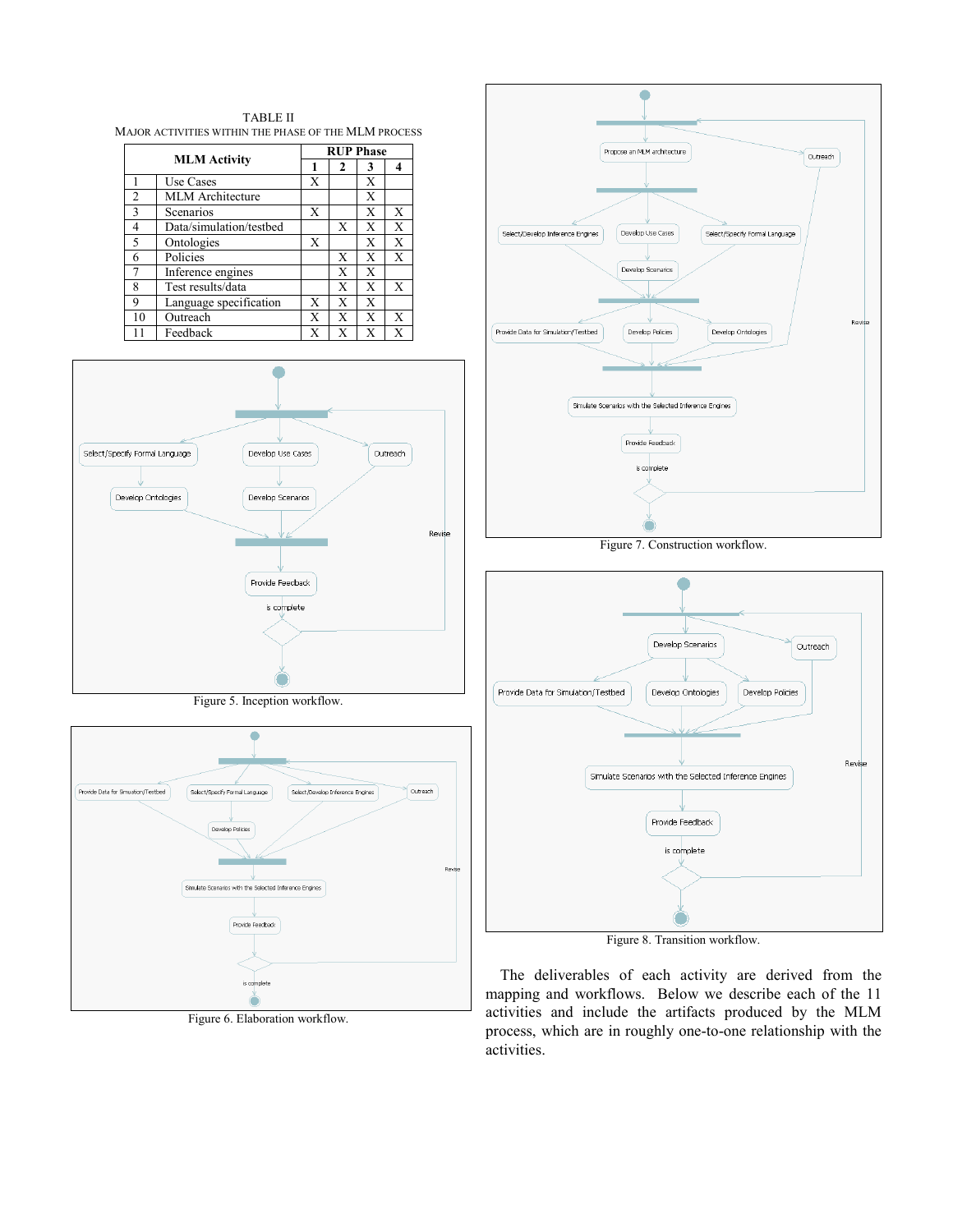TABLE II

MAJOR ACTIVITIES WITHIN THE PHASE OF THE MLM PROCESS

| | MLM Activity | RUP Phase | | | |
|---|---|---|---|---|---|
| | | 1 | 2 | 3 | 4 |
| 1 | Use Cases | X | | X | |
| 2 | MLM Architecture | | | X | |
| 3 | Scenarios | X | | X | X |
| 4 | Data/simulation/testbed | | X | X | X |
| 5 | Ontologies | X | | X | X |
| 6 | Policies | | X | X | X |
| 7 | Inference engines | | X | X | |
| 8 | Test results/data | | X | X | X |
| 9 | Language specification | X | X | X | |
| 10 | Outreach | X | X | X | X |
| 11 | Feedback | X | X | X | X |

Figure 5. Inception workflow.

Figure 6. Elaboration workflow.

Figure 7. Construction workflow.

Figure 8. Transition workflow.

The deliverables of each activity are derived from the mapping and workflows. Below we describe each of the 11 activities and include the artifacts produced by the MLM process, which are in roughly one-to-one relationship with the activities.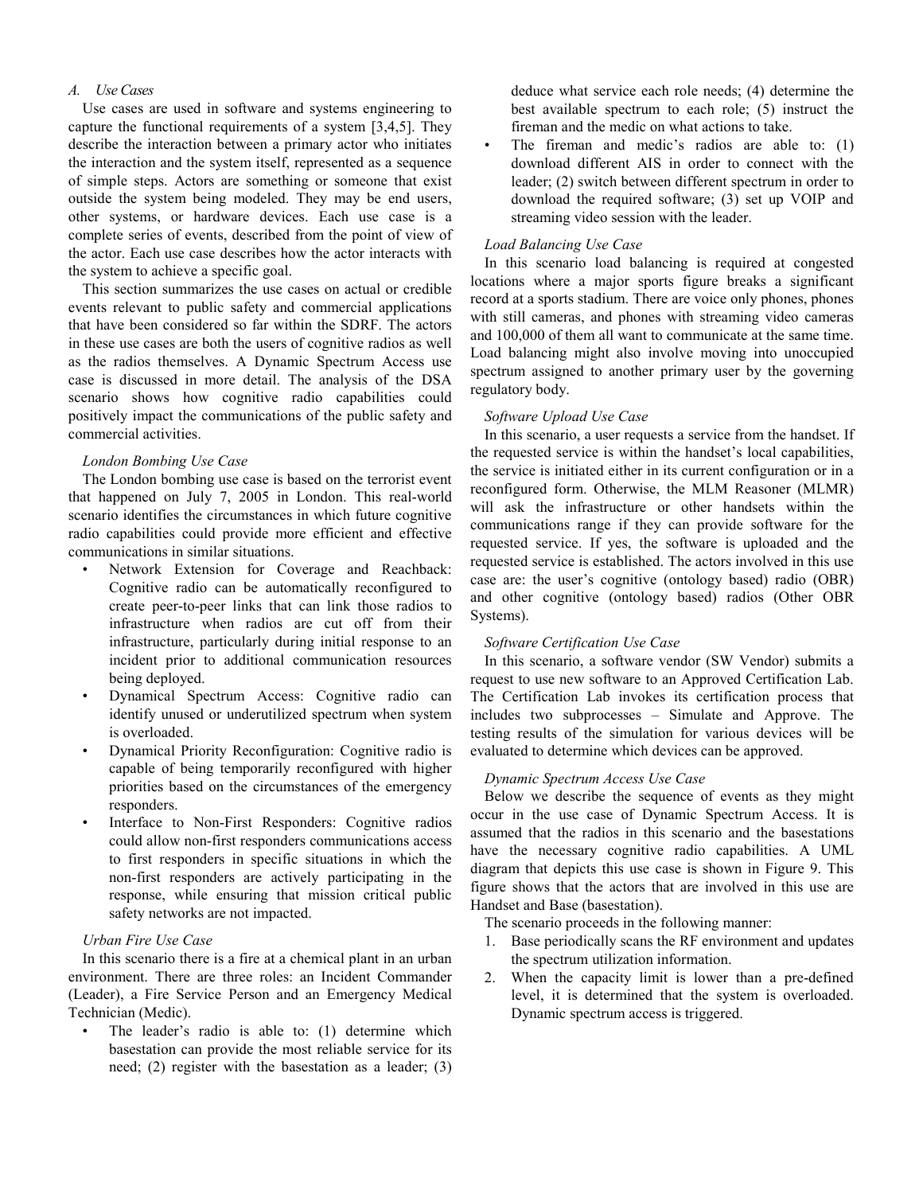### A. Use Cases

Use cases are used in software and systems engineering to capture the functional requirements of a system [3,4,5]. They describe the interaction between a primary actor who initiates the interaction and the system itself, represented as a sequence of simple steps. Actors are something or someone that exist outside the system being modeled. They may be end users, other systems, or hardware devices. Each use case is a complete series of events, described from the point of view of the actor. Each use case describes how the actor interacts with the system to achieve a specific goal.

This section summarizes the use cases on actual or credible events relevant to public safety and commercial applications that have been considered so far within the SDRF. The actors in these use cases are both the users of cognitive radios as well as the radios themselves. A Dynamic Spectrum Access use case is discussed in more detail. The analysis of the DSA scenario shows how cognitive radio capabilities could positively impact the communications of the public safety and commercial activities.

*London Bombing Use Case*

The London bombing use case is based on the terrorist event that happened on July 7, 2005 in London. This real-world scenario identifies the circumstances in which future cognitive radio capabilities could provide more efficient and effective communications in similar situations.

- Network Extension for Coverage and Reachback: Cognitive radio can be automatically reconfigured to create peer-to-peer links that can link those radios to infrastructure when radios are cut off from their infrastructure, particularly during initial response to an incident prior to additional communication resources being deployed.
- Dynamical Spectrum Access: Cognitive radio can identify unused or underutilized spectrum when system is overloaded.
- Dynamical Priority Reconfiguration: Cognitive radio is capable of being temporarily reconfigured with higher priorities based on the circumstances of the emergency responders.
- Interface to Non-First Responders: Cognitive radios could allow non-first responders communications access to first responders in specific situations in which the non-first responders are actively participating in the response, while ensuring that mission critical public safety networks are not impacted.

*Urban Fire Use Case*

In this scenario there is a fire at a chemical plant in an urban environment. There are three roles: an Incident Commander (Leader), a Fire Service Person and an Emergency Medical Technician (Medic).

- The leader's radio is able to: (1) determine which basestation can provide the most reliable service for its need; (2) register with the basestation as a leader; (3) deduce what service each role needs; (4) determine the best available spectrum to each role; (5) instruct the fireman and the medic on what actions to take.
- The fireman and medic's radios are able to: (1) download different AIS in order to connect with the leader; (2) switch between different spectrum in order to download the required software; (3) set up VOIP and streaming video session with the leader.

*Load Balancing Use Case*

In this scenario load balancing is required at congested locations where a major sports figure breaks a significant record at a sports stadium. There are voice only phones, phones with still cameras, and phones with streaming video cameras and 100,000 of them all want to communicate at the same time. Load balancing might also involve moving into unoccupied spectrum assigned to another primary user by the governing regulatory body.

*Software Upload Use Case*

In this scenario, a user requests a service from the handset. If the requested service is within the handset's local capabilities, the service is initiated either in its current configuration or in a reconfigured form. Otherwise, the MLM Reasoner (MLMR) will ask the infrastructure or other handsets within the communications range if they can provide software for the requested service. If yes, the software is uploaded and the requested service is established. The actors involved in this use case are: the user's cognitive (ontology based) radio (OBR) and other cognitive (ontology based) radios (Other OBR Systems).

*Software Certification Use Case*

In this scenario, a software vendor (SW Vendor) submits a request to use new software to an Approved Certification Lab. The Certification Lab invokes its certification process that includes two subprocesses – Simulate and Approve. The testing results of the simulation for various devices will be evaluated to determine which devices can be approved.

*Dynamic Spectrum Access Use Case*

Below we describe the sequence of events as they might occur in the use case of Dynamic Spectrum Access. It is assumed that the radios in this scenario and the basestations have the necessary cognitive radio capabilities. A UML diagram that depicts this use case is shown in Figure 9. This figure shows that the actors that are involved in this use are Handset and Base (basestation).

The scenario proceeds in the following manner:

1. Base periodically scans the RF environment and updates the spectrum utilization information.
2. When the capacity limit is lower than a pre-defined level, it is determined that the system is overloaded. Dynamic spectrum access is triggered.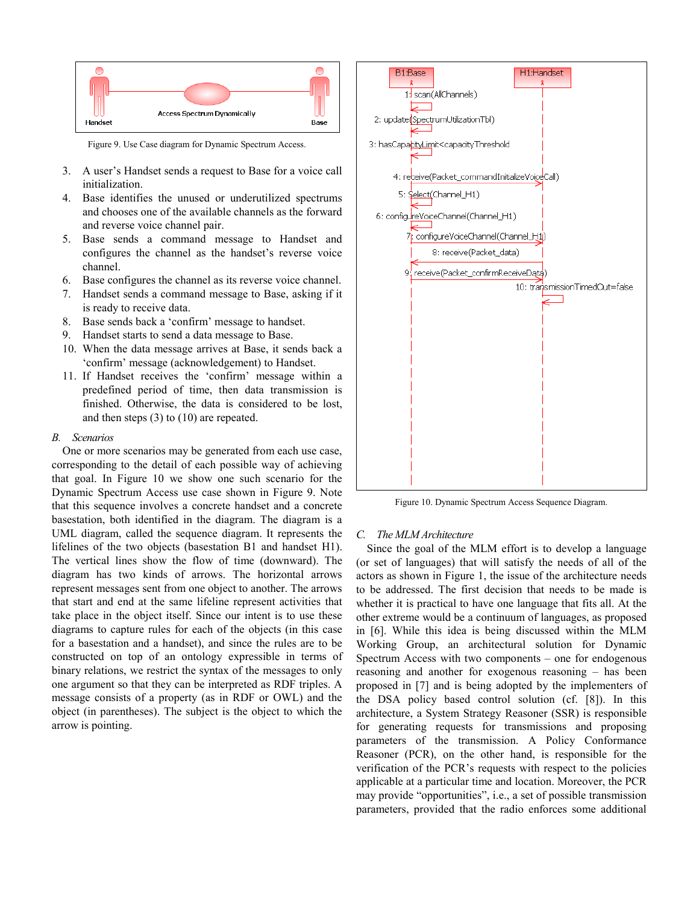Figure 9. Use Case diagram for Dynamic Spectrum Access.

3. A user's Handset sends a request to Base for a voice call initialization.
4. Base identifies the unused or underutilized spectrums and chooses one of the available channels as the forward and reverse voice channel pair.
5. Base sends a command message to Handset and configures the channel as the handset's reverse voice channel.
6. Base configures the channel as its reverse voice channel.
7. Handset sends a command message to Base, asking if it is ready to receive data.
8. Base sends back a 'confirm' message to handset.
9. Handset starts to send a data message to Base.
10. When the data message arrives at Base, it sends back a 'confirm' message (acknowledgement) to Handset.
11. If Handset receives the 'confirm' message within a predefined period of time, then data transmission is finished. Otherwise, the data is considered to be lost, and then steps (3) to (10) are repeated.

### *B. Scenarios*

One or more scenarios may be generated from each use case, corresponding to the detail of each possible way of achieving that goal. In Figure 10 we show one such scenario for the Dynamic Spectrum Access use case shown in Figure 9. Note that this sequence involves a concrete handset and a concrete basestation, both identified in the diagram. The diagram is a UML diagram, called the sequence diagram. It represents the lifelines of the two objects (basestation B1 and handset H1). The vertical lines show the flow of time (downward). The diagram has two kinds of arrows. The horizontal arrows represent messages sent from one object to another. The arrows that start and end at the same lifeline represent activities that take place in the object itself. Since our intent is to use these diagrams to capture rules for each of the objects (in this case for a basestation and a handset), and since the rules are to be constructed on top of an ontology expressible in terms of binary relations, we restrict the syntax of the messages to only one argument so that they can be interpreted as RDF triples. A message consists of a property (as in RDF or OWL) and the object (in parentheses). The subject is the object to which the arrow is pointing.

Figure 10. Dynamic Spectrum Access Sequence Diagram.

### *C. The MLM Architecture*

Since the goal of the MLM effort is to develop a language (or set of languages) that will satisfy the needs of all of the actors as shown in Figure 1, the issue of the architecture needs to be addressed. The first decision that needs to be made is whether it is practical to have one language that fits all. At the other extreme would be a continuum of languages, as proposed in [6]. While this idea is being discussed within the MLM Working Group, an architectural solution for Dynamic Spectrum Access with two components – one for endogenous reasoning and another for exogenous reasoning – has been proposed in [7] and is being adopted by the implementers of the DSA policy based control solution (cf. [8]). In this architecture, a System Strategy Reasoner (SSR) is responsible for generating requests for transmissions and proposing parameters of the transmission. A Policy Conformance Reasoner (PCR), on the other hand, is responsible for the verification of the PCR's requests with respect to the policies applicable at a particular time and location. Moreover, the PCR may provide "opportunities", i.e., a set of possible transmission parameters, provided that the radio enforces some additional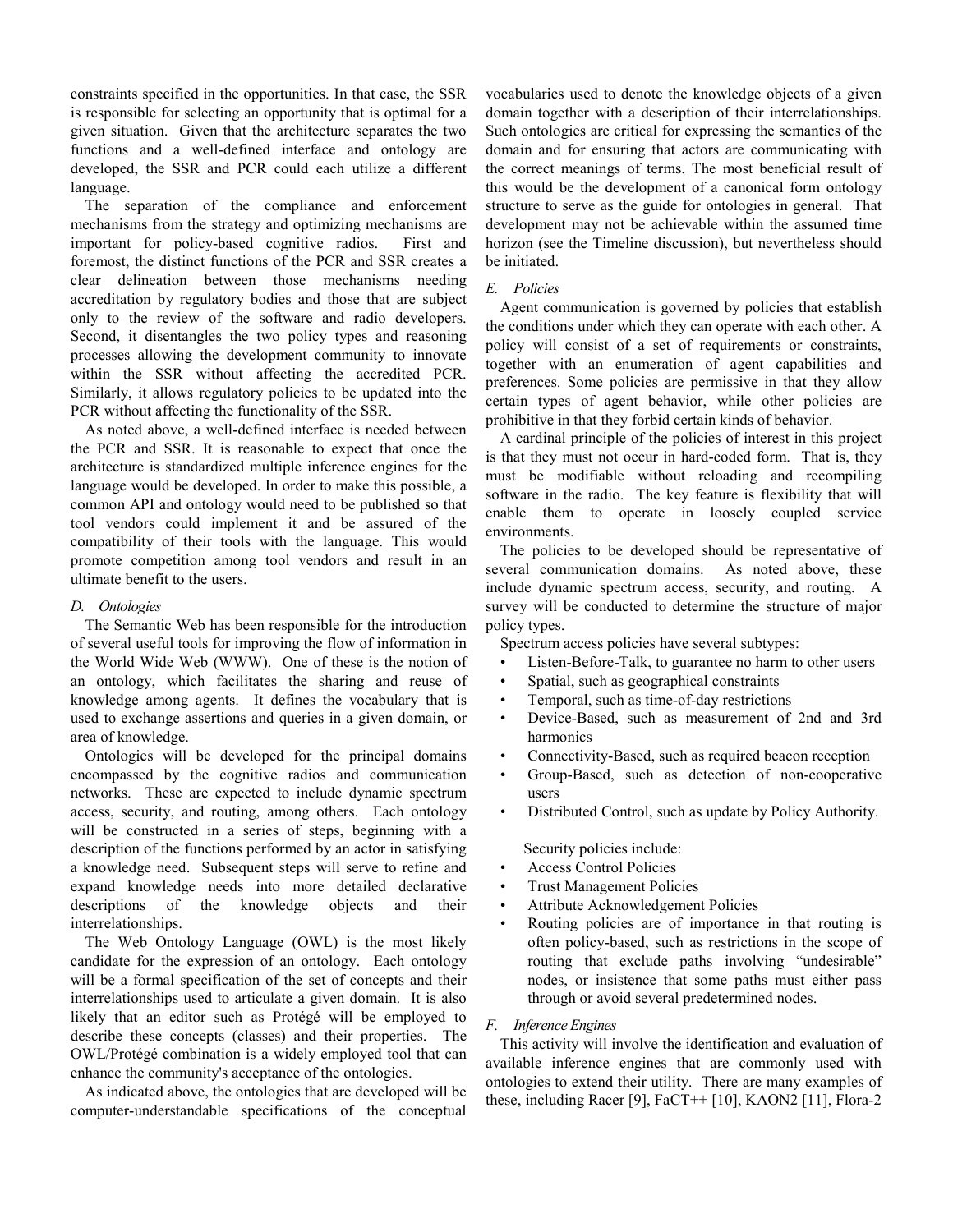constraints specified in the opportunities. In that case, the SSR is responsible for selecting an opportunity that is optimal for a given situation. Given that the architecture separates the two functions and a well-defined interface and ontology are developed, the SSR and PCR could each utilize a different language.

The separation of the compliance and enforcement mechanisms from the strategy and optimizing mechanisms are important for policy-based cognitive radios. First and foremost, the distinct functions of the PCR and SSR creates a clear delineation between those mechanisms needing accreditation by regulatory bodies and those that are subject only to the review of the software and radio developers. Second, it disentangles the two policy types and reasoning processes allowing the development community to innovate within the SSR without affecting the accredited PCR. Similarly, it allows regulatory policies to be updated into the PCR without affecting the functionality of the SSR.

As noted above, a well-defined interface is needed between the PCR and SSR. It is reasonable to expect that once the architecture is standardized multiple inference engines for the language would be developed. In order to make this possible, a common API and ontology would need to be published so that tool vendors could implement it and be assured of the compatibility of their tools with the language. This would promote competition among tool vendors and result in an ultimate benefit to the users.

### *D. Ontologies*

The Semantic Web has been responsible for the introduction of several useful tools for improving the flow of information in the World Wide Web (WWW). One of these is the notion of an ontology, which facilitates the sharing and reuse of knowledge among agents. It defines the vocabulary that is used to exchange assertions and queries in a given domain, or area of knowledge.

Ontologies will be developed for the principal domains encompassed by the cognitive radios and communication networks. These are expected to include dynamic spectrum access, security, and routing, among others. Each ontology will be constructed in a series of steps, beginning with a description of the functions performed by an actor in satisfying a knowledge need. Subsequent steps will serve to refine and expand knowledge needs into more detailed declarative descriptions of the knowledge objects and their interrelationships.

The Web Ontology Language (OWL) is the most likely candidate for the expression of an ontology. Each ontology will be a formal specification of the set of concepts and their interrelationships used to articulate a given domain. It is also likely that an editor such as Protégé will be employed to describe these concepts (classes) and their properties. The OWL/Protégé combination is a widely employed tool that can enhance the community's acceptance of the ontologies.

As indicated above, the ontologies that are developed will be computer-understandable specifications of the conceptual vocabularies used to denote the knowledge objects of a given domain together with a description of their interrelationships. Such ontologies are critical for expressing the semantics of the domain and for ensuring that actors are communicating with the correct meanings of terms. The most beneficial result of this would be the development of a canonical form ontology structure to serve as the guide for ontologies in general. That development may not be achievable within the assumed time horizon (see the Timeline discussion), but nevertheless should be initiated.

### *E. Policies*

Agent communication is governed by policies that establish the conditions under which they can operate with each other. A policy will consist of a set of requirements or constraints, together with an enumeration of agent capabilities and preferences. Some policies are permissive in that they allow certain types of agent behavior, while other policies are prohibitive in that they forbid certain kinds of behavior.

A cardinal principle of the policies of interest in this project is that they must not occur in hard-coded form. That is, they must be modifiable without reloading and recompiling software in the radio. The key feature is flexibility that will enable them to operate in loosely coupled service environments.

The policies to be developed should be representative of several communication domains. As noted above, these include dynamic spectrum access, security, and routing. A survey will be conducted to determine the structure of major policy types.

Spectrum access policies have several subtypes:

- Listen-Before-Talk, to guarantee no harm to other users
- Spatial, such as geographical constraints
- Temporal, such as time-of-day restrictions
- Device-Based, such as measurement of 2nd and 3rd harmonics
- Connectivity-Based, such as required beacon reception
- Group-Based, such as detection of non-cooperative users
- Distributed Control, such as update by Policy Authority.

Security policies include:

- Access Control Policies
- Trust Management Policies
- Attribute Acknowledgement Policies
- Routing policies are of importance in that routing is often policy-based, such as restrictions in the scope of routing that exclude paths involving "undesirable" nodes, or insistence that some paths must either pass through or avoid several predetermined nodes.

### *F. Inference Engines*

This activity will involve the identification and evaluation of available inference engines that are commonly used with ontologies to extend their utility. There are many examples of these, including Racer [9], FaCT++ [10], KAON2 [11], Flora-2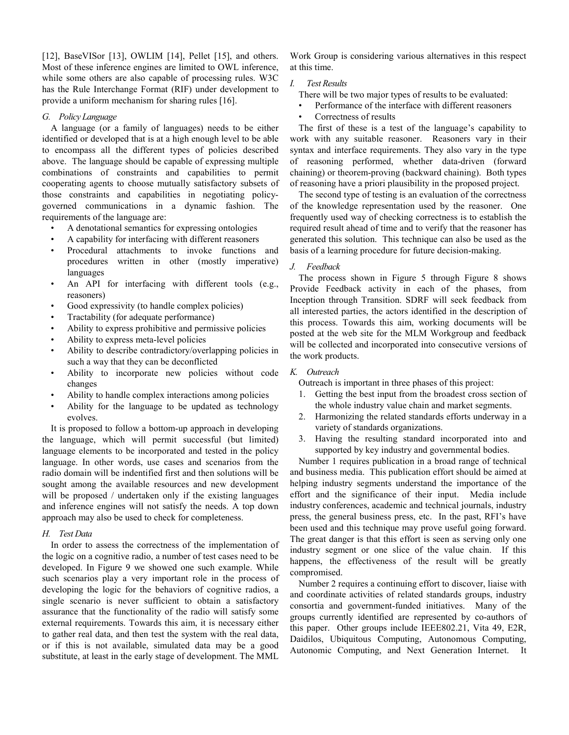[12], BaseVISor [13], OWLIM [14], Pellet [15], and others. Most of these inference engines are limited to OWL inference, while some others are also capable of processing rules. W3C has the Rule Interchange Format (RIF) under development to provide a uniform mechanism for sharing rules [16].

### *G. Policy Language*

A language (or a family of languages) needs to be either identified or developed that is at a high enough level to be able to encompass all the different types of policies described above. The language should be capable of expressing multiple combinations of constraints and capabilities to permit cooperating agents to choose mutually satisfactory subsets of those constraints and capabilities in negotiating policy-governed communications in a dynamic fashion. The requirements of the language are:

- A denotational semantics for expressing ontologies
- A capability for interfacing with different reasoners
- Procedural attachments to invoke functions and procedures written in other (mostly imperative) languages
- An API for interfacing with different tools (e.g., reasoners)
- Good expressivity (to handle complex policies)
- Tractability (for adequate performance)
- Ability to express prohibitive and permissive policies
- Ability to express meta-level policies
- Ability to describe contradictory/overlapping policies in such a way that they can be deconflicted
- Ability to incorporate new policies without code changes
- Ability to handle complex interactions among policies
- Ability for the language to be updated as technology evolves.

It is proposed to follow a bottom-up approach in developing the language, which will permit successful (but limited) language elements to be incorporated and tested in the policy language. In other words, use cases and scenarios from the radio domain will be indentified first and then solutions will be sought among the available resources and new development will be proposed / undertaken only if the existing languages and inference engines will not satisfy the needs. A top down approach may also be used to check for completeness.

### *H. Test Data*

In order to assess the correctness of the implementation of the logic on a cognitive radio, a number of test cases need to be developed. In Figure 9 we showed one such example. While such scenarios play a very important role in the process of developing the logic for the behaviors of cognitive radios, a single scenario is never sufficient to obtain a satisfactory assurance that the functionality of the radio will satisfy some external requirements. Towards this aim, it is necessary either to gather real data, and then test the system with the real data, or if this is not available, simulated data may be a good substitute, at least in the early stage of development. The MML Work Group is considering various alternatives in this respect at this time.

### *I. Test Results*

There will be two major types of results to be evaluated:

- Performance of the interface with different reasoners
- Correctness of results

The first of these is a test of the language's capability to work with any suitable reasoner. Reasoners vary in their syntax and interface requirements. They also vary in the type of reasoning performed, whether data-driven (forward chaining) or theorem-proving (backward chaining). Both types of reasoning have a priori plausibility in the proposed project.

The second type of testing is an evaluation of the correctness of the knowledge representation used by the reasoner. One frequently used way of checking correctness is to establish the required result ahead of time and to verify that the reasoner has generated this solution. This technique can also be used as the basis of a learning procedure for future decision-making.

### *J. Feedback*

The process shown in Figure 5 through Figure 8 shows Provide Feedback activity in each of the phases, from Inception through Transition. SDRF will seek feedback from all interested parties, the actors identified in the description of this process. Towards this aim, working documents will be posted at the web site for the MLM Workgroup and feedback will be collected and incorporated into consecutive versions of the work products.

### *K. Outreach*

Outreach is important in three phases of this project:

1. Getting the best input from the broadest cross section of the whole industry value chain and market segments.
2. Harmonizing the related standards efforts underway in a variety of standards organizations.
3. Having the resulting standard incorporated into and supported by key industry and governmental bodies.

Number 1 requires publication in a broad range of technical and business media. This publication effort should be aimed at helping industry segments understand the importance of the effort and the significance of their input. Media include industry conferences, academic and technical journals, industry press, the general business press, etc. In the past, RFI's have been used and this technique may prove useful going forward. The great danger is that this effort is seen as serving only one industry segment or one slice of the value chain. If this happens, the effectiveness of the result will be greatly compromised.

Number 2 requires a continuing effort to discover, liaise with and coordinate activities of related standards groups, industry consortia and government-funded initiatives. Many of the groups currently identified are represented by co-authors of this paper. Other groups include IEEE802.21, Vita 49, E2R, Daidilos, Ubiquitous Computing, Autonomous Computing, Autonomic Computing, and Next Generation Internet. It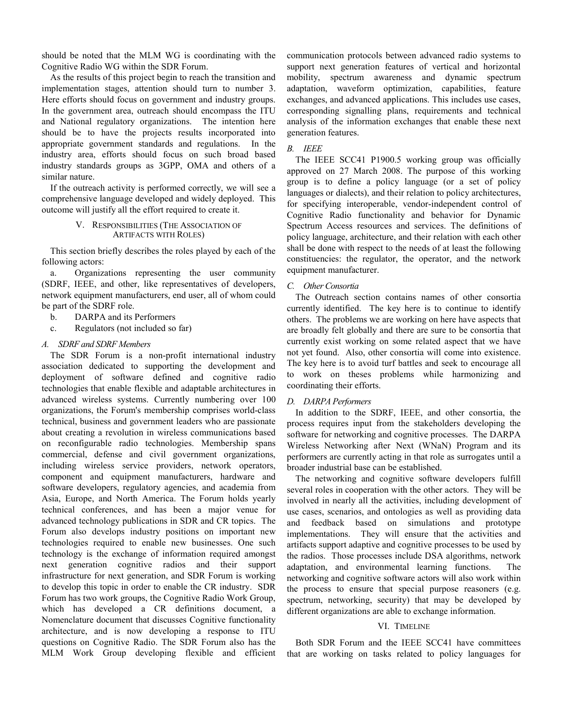should be noted that the MLM WG is coordinating with the Cognitive Radio WG within the SDR Forum.

As the results of this project begin to reach the transition and implementation stages, attention should turn to number 3. Here efforts should focus on government and industry groups. In the government area, outreach should encompass the ITU and National regulatory organizations. The intention here should be to have the projects results incorporated into appropriate government standards and regulations. In the industry area, efforts should focus on such broad based industry standards groups as 3GPP, OMA and others of a similar nature.

If the outreach activity is performed correctly, we will see a comprehensive language developed and widely deployed. This outcome will justify all the effort required to create it.

## V. Responsibilities (The Association of Artifacts with Roles)

This section briefly describes the roles played by each of the following actors:

a. Organizations representing the user community (SDRF, IEEE, and other, like representatives of developers, network equipment manufacturers, end user, all of whom could be part of the SDRF role.

b. DARPA and its Performers

c. Regulators (not included so far)

### *A. SDRF and SDRF Members*

The SDR Forum is a non-profit international industry association dedicated to supporting the development and deployment of software defined and cognitive radio technologies that enable flexible and adaptable architectures in advanced wireless systems. Currently numbering over 100 organizations, the Forum's membership comprises world-class technical, business and government leaders who are passionate about creating a revolution in wireless communications based on reconfigurable radio technologies. Membership spans commercial, defense and civil government organizations, including wireless service providers, network operators, component and equipment manufacturers, hardware and software developers, regulatory agencies, and academia from Asia, Europe, and North America. The Forum holds yearly technical conferences, and has been a major venue for advanced technology publications in SDR and CR topics. The Forum also develops industry positions on important new technologies required to enable new businesses. One such technology is the exchange of information required amongst next generation cognitive radios and their support infrastructure for next generation, and SDR Forum is working to develop this topic in order to enable the CR industry. SDR Forum has two work groups, the Cognitive Radio Work Group, which has developed a CR definitions document, a Nomenclature document that discusses Cognitive functionality architecture, and is now developing a response to ITU questions on Cognitive Radio. The SDR Forum also has the MLM Work Group developing flexible and efficient communication protocols between advanced radio systems to support next generation features of vertical and horizontal mobility, spectrum awareness and dynamic spectrum adaptation, waveform optimization, capabilities, feature exchanges, and advanced applications. This includes use cases, corresponding signalling plans, requirements and technical analysis of the information exchanges that enable these next generation features.

### *B. IEEE*

The IEEE SCC41 P1900.5 working group was officially approved on 27 March 2008. The purpose of this working group is to define a policy language (or a set of policy languages or dialects), and their relation to policy architectures, for specifying interoperable, vendor-independent control of Cognitive Radio functionality and behavior for Dynamic Spectrum Access resources and services. The definitions of policy language, architecture, and their relation with each other shall be done with respect to the needs of at least the following constituencies: the regulator, the operator, and the network equipment manufacturer.

### *C. Other Consortia*

The Outreach section contains names of other consortia currently identified. The key here is to continue to identify others. The problems we are working on here have aspects that are broadly felt globally and there are sure to be consortia that currently exist working on some related aspect that we have not yet found. Also, other consortia will come into existence. The key here is to avoid turf battles and seek to encourage all to work on theses problems while harmonizing and coordinating their efforts.

### *D. DARPA Performers*

In addition to the SDRF, IEEE, and other consortia, the process requires input from the stakeholders developing the software for networking and cognitive processes. The DARPA Wireless Networking after Next (WNaN) Program and its performers are currently acting in that role as surrogates until a broader industrial base can be established.

The networking and cognitive software developers fulfill several roles in cooperation with the other actors. They will be involved in nearly all the activities, including development of use cases, scenarios, and ontologies as well as providing data and feedback based on simulations and prototype implementations. They will ensure that the activities and artifacts support adaptive and cognitive processes to be used by the radios. Those processes include DSA algorithms, network adaptation, and environmental learning functions. The networking and cognitive software actors will also work within the process to ensure that special purpose reasoners (e.g. spectrum, networking, security) that may be developed by different organizations are able to exchange information.

## VI. Timeline

Both SDR Forum and the IEEE SCC41 have committees that are working on tasks related to policy languages for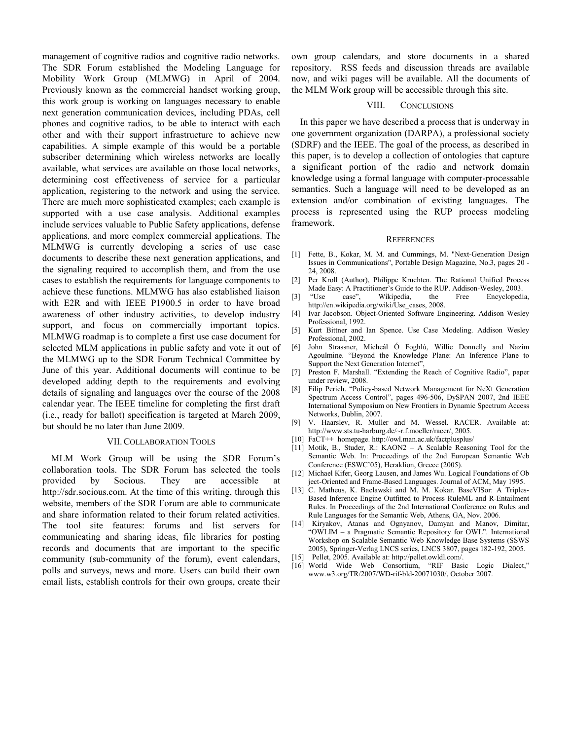management of cognitive radios and cognitive radio networks. The SDR Forum established the Modeling Language for Mobility Work Group (MLMWG) in April of 2004. Previously known as the commercial handset working group, this work group is working on languages necessary to enable next generation communication devices, including PDAs, cell phones and cognitive radios, to be able to interact with each other and with their support infrastructure to achieve new capabilities. A simple example of this would be a portable subscriber determining which wireless networks are locally available, what services are available on those local networks, determining cost effectiveness of service for a particular application, registering to the network and using the service. There are much more sophisticated examples; each example is supported with a use case analysis. Additional examples include services valuable to Public Safety applications, defense applications, and more complex commercial applications. The MLMWG is currently developing a series of use case documents to describe these next generation applications, and the signaling required to accomplish them, and from the use cases to establish the requirements for language components to achieve these functions. MLMWG has also established liaison with E2R and with IEEE P1900.5 in order to have broad awareness of other industry activities, to develop industry support, and focus on commercially important topics. MLMWG roadmap is to complete a first use case document for selected MLM applications in public safety and vote it out of the MLMWG up to the SDR Forum Technical Committee by June of this year. Additional documents will continue to be developed adding depth to the requirements and evolving details of signaling and languages over the course of the 2008 calendar year. The IEEE timeline for completing the first draft (i.e., ready for ballot) specification is targeted at March 2009, but should be no later than June 2009.

## VII. Collaboration Tools

MLM Work Group will be using the SDR Forum's collaboration tools. The SDR Forum has selected the tools provided by Socious. They are accessible at http://sdr.socious.com. At the time of this writing, through this website, members of the SDR Forum are able to communicate and share information related to their forum related activities. The tool site features: forums and list servers for communicating and sharing ideas, file libraries for posting records and documents that are important to the specific community (sub-community of the forum), event calendars, polls and surveys, news and more. Users can build their own email lists, establish controls for their own groups, create their own group calendars, and store documents in a shared repository. RSS feeds and discussion threads are available now, and wiki pages will be available. All the documents of the MLM Work group will be accessible through this site.

## VIII. Conclusions

In this paper we have described a process that is underway in one government organization (DARPA), a professional society (SDRF) and the IEEE. The goal of the process, as described in this paper, is to develop a collection of ontologies that capture a significant portion of the radio and network domain knowledge using a formal language with computer-processable semantics. Such a language will need to be developed as an extension and/or combination of existing languages. The process is represented using the RUP process modeling framework.

## References

[1] Fette, B., Kokar, M. M. and Cummings, M. "Next-Generation Design Issues in Communications", Portable Design Magazine, No.3, pages 20 - 24, 2008.

[2] Per Kroll (Author), Philippe Kruchten. The Rational Unified Process Made Easy: A Practitioner's Guide to the RUP. Addison-Wesley, 2003.

[3] "Use case", Wikipedia, the Free Encyclopedia, http://en.wikipedia.org/wiki/Use_cases, 2008.

[4] Ivar Jacobson. Object-Oriented Software Engineering. Addison Wesley Professional, 1992.

[5] Kurt Bittner and Ian Spence. Use Case Modeling. Addison Wesley Professional, 2002.

[6] John Strassner, Mícheál Ó Foghlú, Willie Donnelly and Nazim Agoulmine. "Beyond the Knowledge Plane: An Inference Plane to Support the Next Generation Internet",

[7] Preston F. Marshall. "Extending the Reach of Cognitive Radio", paper under review, 2008.

[8] Filip Perich. "Policy-based Network Management for NeXt Generation Spectrum Access Control", pages 496-506, DySPAN 2007, 2nd IEEE International Symposium on New Frontiers in Dynamic Spectrum Access Networks, Dublin, 2007.

[9] V. Haarslev, R. Muller and M. Wessel. RACER. Available at: http://www.sts.tu-harburg.de/~r.f.moeller/racer/, 2005.

[10] FaCT++ homepage. http://owl.man.ac.uk/factplusplus/

[11] Motik, B., Studer, R.: KAON2 – A Scalable Reasoning Tool for the Semantic Web. In: Proceedings of the 2nd European Semantic Web Conference (ESWC'05), Heraklion, Greece (2005).

[12] Michael Kifer, Georg Lausen, and James Wu. Logical Foundations of Object-Oriented and Frame-Based Languages. Journal of ACM, May 1995.

[13] C. Matheus, K. Baclawski and M. M. Kokar. BaseVISor: A Triples-Based Inference Engine Outfitted to Process RuleML and R-Entailment Rules. In Proceedings of the 2nd International Conference on Rules and Rule Languages for the Semantic Web, Athens, GA, Nov. 2006.

[14] Kiryakov, Atanas and Ognyanov, Damyan and Manov, Dimitar, "OWLIM – a Pragmatic Semantic Repository for OWL". International Workshop on Scalable Semantic Web Knowledge Base Systems (SSWS 2005), Springer-Verlag LNCS series, LNCS 3807, pages 182-192, 2005.

[15] Pellet, 2005. Available at: http://pellet.owldl.com/.

[16] World Wide Web Consortium, "RIF Basic Logic Dialect," www.w3.org/TR/2007/WD-rif-bld-20071030/, October 2007.